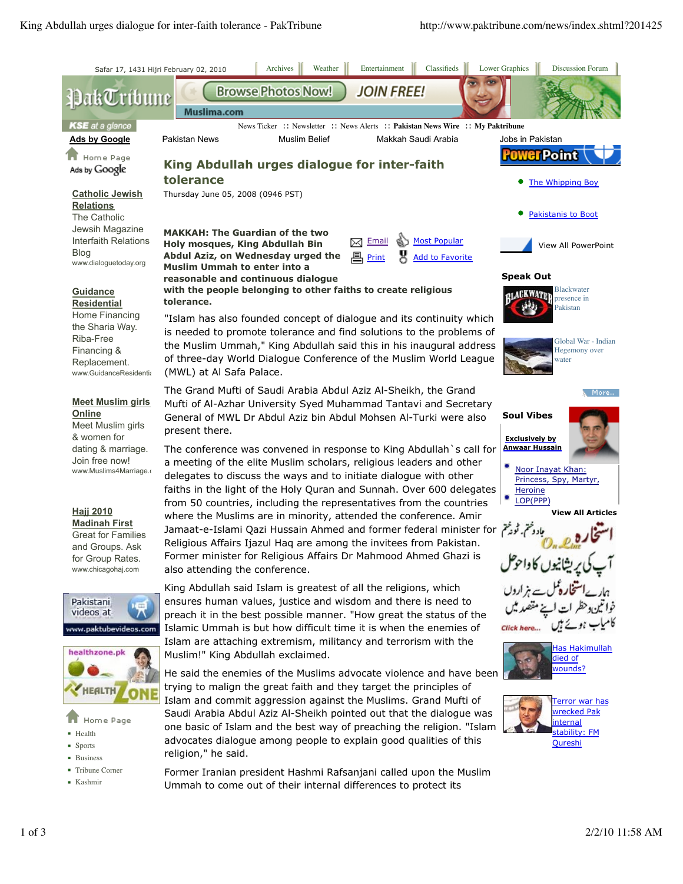Safar 17, 1431 Hijri February 02, 2010

Archives | Weather | Entertainment | Classifieds | Lower Graphics | Discussion Forum

News Ticker :: Newsletter :: News Alerts :: **Pakistan News Wire** :: **My Paktribune**

**Ads by Google** Pakistan News Muslim Belief Makkah Saudi Arabia Jobs in Pakistan

# King Abdullah urges dialogue for inter-faith tolerance

Thursday June 05, 2008 (0946 PST)

Email | Most Popular | Print | Add to Favorite

**MAKKAH: The Guardian of the two Holy mosques, King Abdullah Bin Abdul Aziz, on Wednesday urged the Muslim Ummah to enter into a reasonable and continuous dialogue with the people belonging to other faiths to create religious tolerance.**

"Islam has also founded concept of dialogue and its continuity which is needed to promote tolerance and find solutions to the problems of the Muslim Ummah," King Abdullah said this in his inaugural address of three-day World Dialogue Conference of the Muslim World League (MWL) at Al Safa Palace.

The Grand Mufti of Saudi Arabia Abdul Aziz Al-Sheikh, the Grand Mufti of Al-Azhar University Syed Muhammad Tantavi and Secretary General of MWL Dr Abdul Aziz bin Abdul Mohsen Al-Turki were also present there.

The conference was convened in response to King Abdullah`s call for a meeting of the elite Muslim scholars, religious leaders and other delegates to discuss the ways and to initiate dialogue with other faiths in the light of the Holy Quran and Sunnah. Over 600 delegates from 50 countries, including the representatives from the countries where the Muslims are in minority, attended the conference. Amir Jamaat-e-Islami Qazi Hussain Ahmed and former federal minister for Religious Affairs Ijazul Haq are among the invitees from Pakistan. Former minister for Religious Affairs Dr Mahmood Ahmed Ghazi is also attending the conference.

King Abdullah said Islam is greatest of all the religions, which ensures human values, justice and wisdom and there is need to preach it in the best possible manner. "How great the status of the Islamic Ummah is but how difficult time it is when the enemies of Islam are attaching extremism, militancy and terrorism with the Muslim!" King Abdullah exclaimed.

He said the enemies of the Muslims advocate violence and have been trying to malign the great faith and they target the principles of Islam and commit aggression against the Muslims. Grand Mufti of Saudi Arabia Abdul Aziz Al-Sheikh pointed out that the dialogue was one basic of Islam and the best way of preaching the religion. "Islam advocates dialogue among people to explain good qualities of this religion," he said.

Former Iranian president Hashmi Rafsanjani called upon the Muslim Ummah to come out of their internal differences to protect its

---

**Ads by Google**

**Catholic Jewish Relations**
The Catholic Jewsih Magazine Interfaith Relations Blog
www.dialoguetoday.org

**Guidance Residential**
Home Financing the Sharia Way. Riba-Free Financing & Replacement.
www.GuidanceResidentia

**Meet Muslim girls Online**
Meet Muslim girls & women for dating & marriage. Join free now!
www.Muslims4Marriage.c

**Hajj 2010 Madinah First**
Great for Families and Groups. Ask for Group Rates.
www.chicagohaj.com

Pakistani videos at www.paktubevideos.com

healthzone.pk

Home Page
- Health
- Sports
- Business
- Tribune Corner
- Kashmir

---

**PowerPoint**
- The Whipping Boy
- Pakistanis to Boot

View All PowerPoint

**Speak Out**

Blackwater presence in Pakistan

Global War - Indian Hegemony over water

More..

**Soul Vibes**

**Exclusively by Anwaar Hussain**
- Noor Inayat Khan: Princess, Spy, Martyr, Heroine
- LOP(PPP)

**View All Articles**

Has Hakimullah died of wounds?

Terror war has wrecked Pak internal stability: FM Qureshi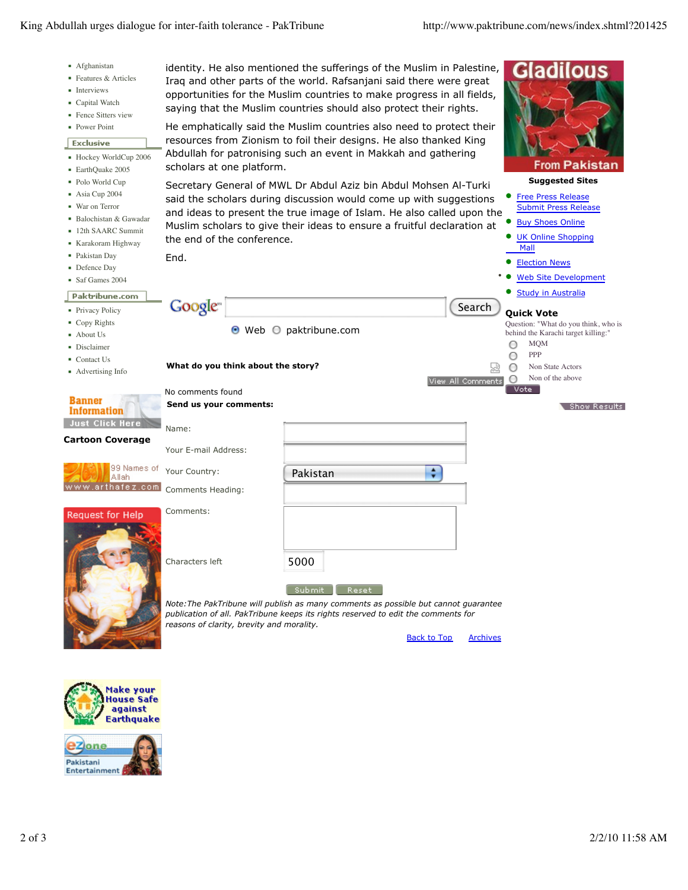- Afghanistan
- Features & Articles
- Interviews
- Capital Watch
- Fence Sitters view
- Power Point

**Exclusive**

- Hockey WorldCup 2006
- EarthQuake 2005
- Polo World Cup
- Asia Cup 2004
- War on Terror
- Balochistan & Gawadar
- 12th SAARC Summit
- Karakoram Highway
- Pakistan Day
- Defence Day
- Saf Games 2004

**Paktribune.com**

- Privacy Policy
- Copy Rights
- About Us
- Disclaimer
- Contact Us
- Advertising Info

Banner Information
Just Click Here

**Cartoon Coverage**

99 Names of Allah
www.arthafez.com

Request for Help

Make your House Safe against Earthquake

eZone
Pakistani Entertainment

identity. He also mentioned the sufferings of the Muslim in Palestine, Iraq and other parts of the world. Rafsanjani said there were great opportunities for the Muslim countries to make progress in all fields, saying that the Muslim countries should also protect their rights.

He emphatically said the Muslim countries also need to protect their resources from Zionism to foil their designs. He also thanked King Abdullah for patronising such an event in Makkah and gathering scholars at one platform.

Secretary General of MWL Dr Abdul Aziz bin Abdul Mohsen Al-Turki said the scholars during discussion would come up with suggestions and ideas to present the true image of Islam. He also called upon the Muslim scholars to give their ideas to ensure a fruitful declaration at the end of the conference.

End.

Google [Search]
Web paktribune.com

**What do you think about the story?**

View All Comments

No comments found

**Send us your comments:**

Name:

Your E-mail Address:

Your Country: Pakistan

Comments Heading:

Comments:

Characters left 5000

Submit Reset

*Note:The PakTribune will publish as many comments as possible but cannot guarantee publication of all. PakTribune keeps its rights reserved to edit the comments for reasons of clarity, brevity and morality.*

Back to Top Archives

Gladilous
From Pakistan

**Suggested Sites**

- Free Press Release
- Submit Press Release
- Buy Shoes Online
- UK Online Shopping Mall
- Election News
- Web Site Development
- Study in Australia

**Quick Vote**

Question: "What do you think, who is behind the Karachi target killing:"

- MQM
- PPP
- Non State Actors
- Non of the above

Vote

Show Results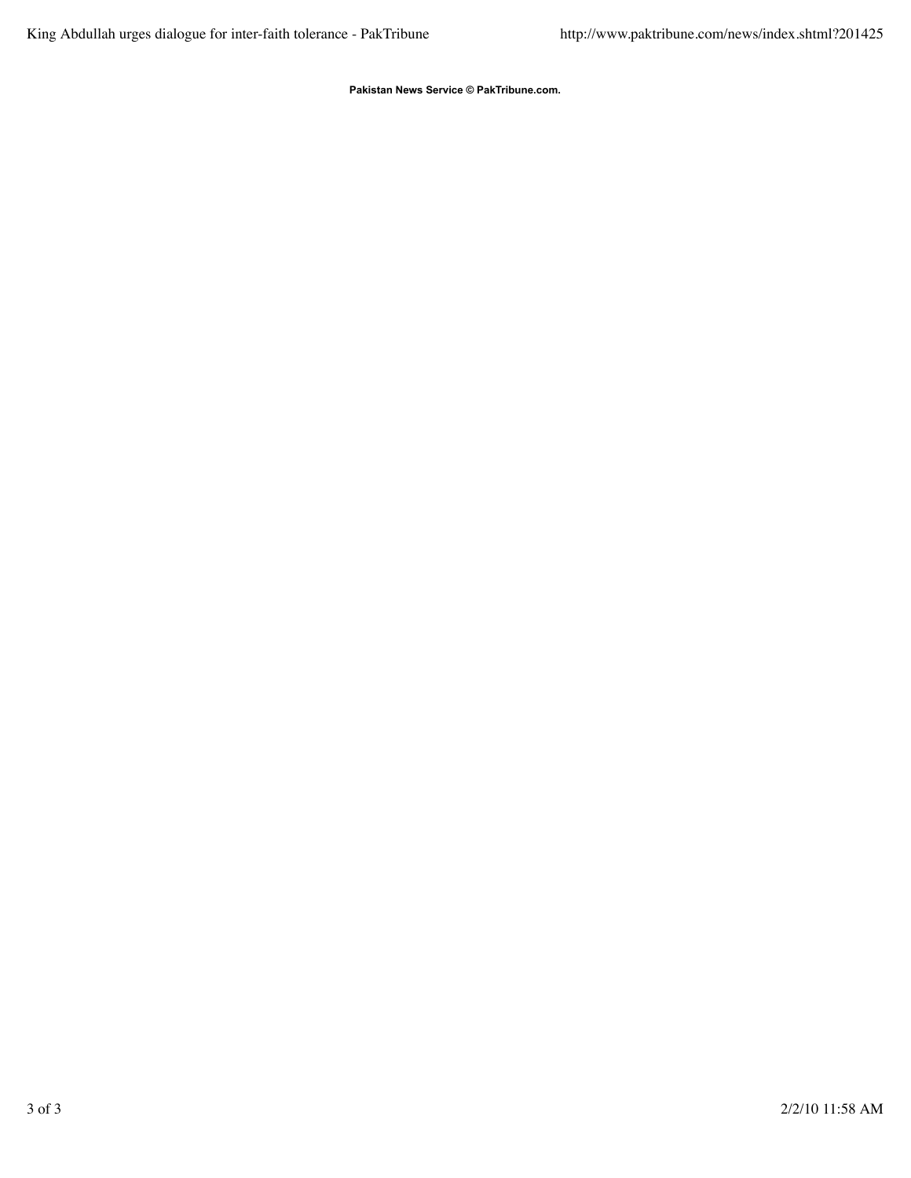**Pakistan News Service © PakTribune.com.**